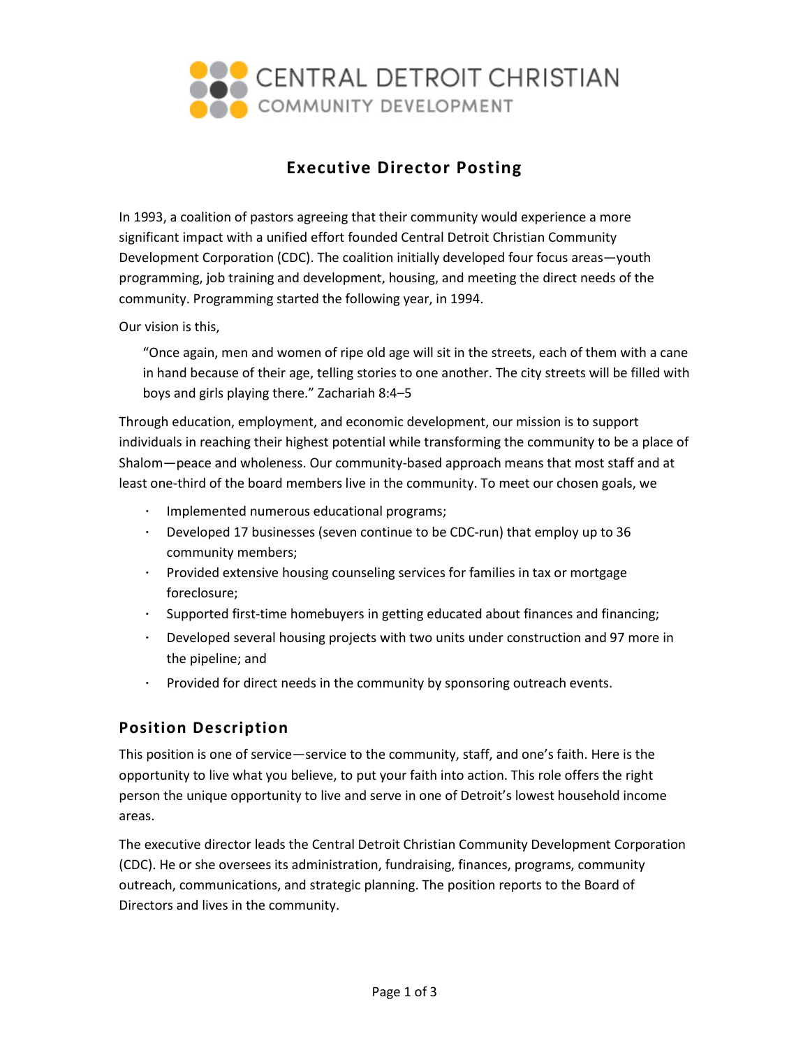CENTRAL DETROIT CHRISTIAN
COMMUNITY DEVELOPMENT

# Executive Director Posting

In 1993, a coalition of pastors agreeing that their community would experience a more significant impact with a unified effort founded Central Detroit Christian Community Development Corporation (CDC). The coalition initially developed four focus areas—youth programming, job training and development, housing, and meeting the direct needs of the community. Programming started the following year, in 1994.

Our vision is this,

> "Once again, men and women of ripe old age will sit in the streets, each of them with a cane in hand because of their age, telling stories to one another. The city streets will be filled with boys and girls playing there." Zachariah 8:4–5

Through education, employment, and economic development, our mission is to support individuals in reaching their highest potential while transforming the community to be a place of Shalom—peace and wholeness. Our community-based approach means that most staff and at least one-third of the board members live in the community. To meet our chosen goals, we

- Implemented numerous educational programs;
- Developed 17 businesses (seven continue to be CDC-run) that employ up to 36 community members;
- Provided extensive housing counseling services for families in tax or mortgage foreclosure;
- Supported first-time homebuyers in getting educated about finances and financing;
- Developed several housing projects with two units under construction and 97 more in the pipeline; and
- Provided for direct needs in the community by sponsoring outreach events.

## Position Description

This position is one of service—service to the community, staff, and one's faith. Here is the opportunity to live what you believe, to put your faith into action. This role offers the right person the unique opportunity to live and serve in one of Detroit's lowest household income areas.

The executive director leads the Central Detroit Christian Community Development Corporation (CDC). He or she oversees its administration, fundraising, finances, programs, community outreach, communications, and strategic planning. The position reports to the Board of Directors and lives in the community.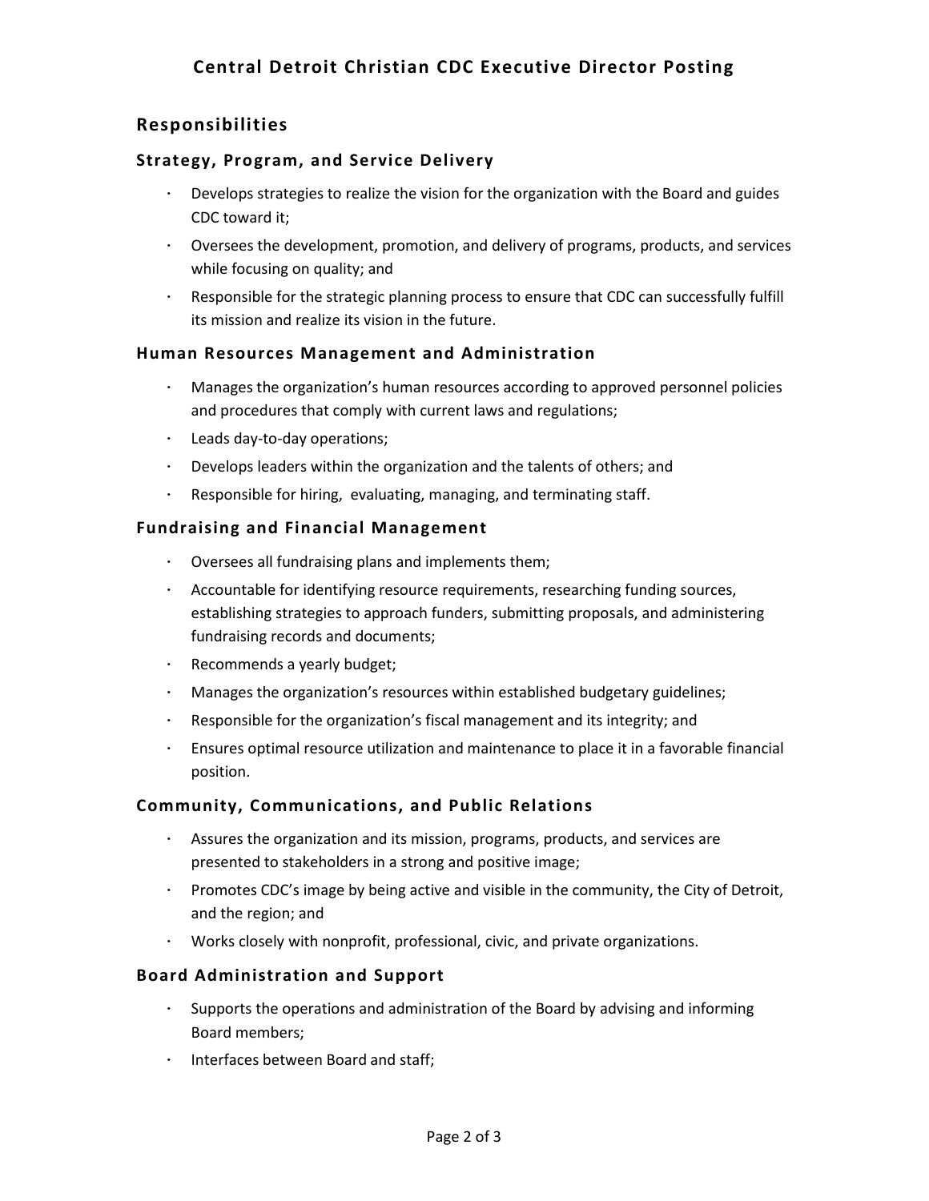# Central Detroit Christian CDC Executive Director Posting

## Responsibilities

### Strategy, Program, and Service Delivery

- Develops strategies to realize the vision for the organization with the Board and guides CDC toward it;
- Oversees the development, promotion, and delivery of programs, products, and services while focusing on quality; and
- Responsible for the strategic planning process to ensure that CDC can successfully fulfill its mission and realize its vision in the future.

### Human Resources Management and Administration

- Manages the organization's human resources according to approved personnel policies and procedures that comply with current laws and regulations;
- Leads day-to-day operations;
- Develops leaders within the organization and the talents of others; and
- Responsible for hiring, evaluating, managing, and terminating staff.

### Fundraising and Financial Management

- Oversees all fundraising plans and implements them;
- Accountable for identifying resource requirements, researching funding sources, establishing strategies to approach funders, submitting proposals, and administering fundraising records and documents;
- Recommends a yearly budget;
- Manages the organization's resources within established budgetary guidelines;
- Responsible for the organization's fiscal management and its integrity; and
- Ensures optimal resource utilization and maintenance to place it in a favorable financial position.

### Community, Communications, and Public Relations

- Assures the organization and its mission, programs, products, and services are presented to stakeholders in a strong and positive image;
- Promotes CDC's image by being active and visible in the community, the City of Detroit, and the region; and
- Works closely with nonprofit, professional, civic, and private organizations.

### Board Administration and Support

- Supports the operations and administration of the Board by advising and informing Board members;
- Interfaces between Board and staff;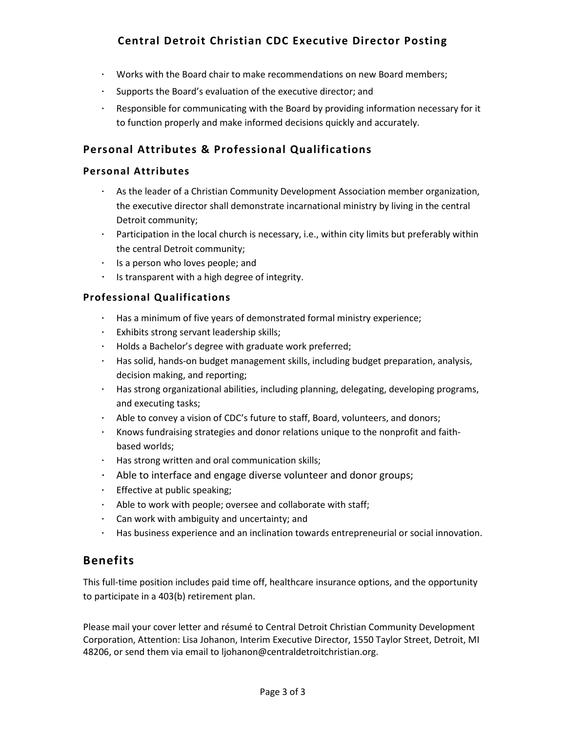- Works with the Board chair to make recommendations on new Board members;
- Supports the Board's evaluation of the executive director; and
- Responsible for communicating with the Board by providing information necessary for it to function properly and make informed decisions quickly and accurately.

## Personal Attributes & Professional Qualifications

### Personal Attributes

- As the leader of a Christian Community Development Association member organization, the executive director shall demonstrate incarnational ministry by living in the central Detroit community;
- Participation in the local church is necessary, i.e., within city limits but preferably within the central Detroit community;
- Is a person who loves people; and
- Is transparent with a high degree of integrity.

### Professional Qualifications

- Has a minimum of five years of demonstrated formal ministry experience;
- Exhibits strong servant leadership skills;
- Holds a Bachelor's degree with graduate work preferred;
- Has solid, hands-on budget management skills, including budget preparation, analysis, decision making, and reporting;
- Has strong organizational abilities, including planning, delegating, developing programs, and executing tasks;
- Able to convey a vision of CDC's future to staff, Board, volunteers, and donors;
- Knows fundraising strategies and donor relations unique to the nonprofit and faith-based worlds;
- Has strong written and oral communication skills;
- Able to interface and engage diverse volunteer and donor groups;
- Effective at public speaking;
- Able to work with people; oversee and collaborate with staff;
- Can work with ambiguity and uncertainty; and
- Has business experience and an inclination towards entrepreneurial or social innovation.

## Benefits

This full-time position includes paid time off, healthcare insurance options, and the opportunity to participate in a 403(b) retirement plan.

Please mail your cover letter and résumé to Central Detroit Christian Community Development Corporation, Attention: Lisa Johanon, Interim Executive Director, 1550 Taylor Street, Detroit, MI 48206, or send them via email to ljohanon@centraldetroitchristian.org.